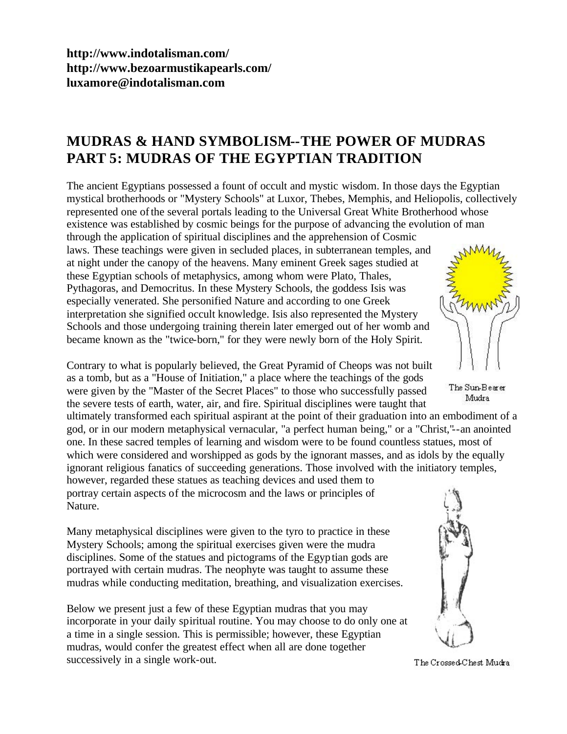**http://www.indotalisman.com/**
**http://www.bezoarmustikapearls.com/**
**luxamore@indotalisman.com**

## MUDRAS & HAND SYMBOLISM--THE POWER OF MUDRAS PART 5: MUDRAS OF THE EGYPTIAN TRADITION

The ancient Egyptians possessed a fount of occult and mystic wisdom. In those days the Egyptian mystical brotherhoods or "Mystery Schools" at Luxor, Thebes, Memphis, and Heliopolis, collectively represented one of the several portals leading to the Universal Great White Brotherhood whose existence was established by cosmic beings for the purpose of advancing the evolution of man through the application of spiritual disciplines and the apprehension of Cosmic laws. These teachings were given in secluded places, in subterranean temples, and at night under the canopy of the heavens. Many eminent Greek sages studied at these Egyptian schools of metaphysics, among whom were Plato, Thales, Pythagoras, and Democritus. In these Mystery Schools, the goddess Isis was especially venerated. She personified Nature and according to one Greek interpretation she signified occult knowledge. Isis also represented the Mystery Schools and those undergoing training therein later emerged out of her womb and became known as the "twice-born," for they were newly born of the Holy Spirit.

The Sun-Bearer Mudra

Contrary to what is popularly believed, the Great Pyramid of Cheops was not built as a tomb, but as a "House of Initiation," a place where the teachings of the gods were given by the "Master of the Secret Places" to those who successfully passed the severe tests of earth, water, air, and fire. Spiritual disciplines were taught that ultimately transformed each spiritual aspirant at the point of their graduation into an embodiment of a god, or in our modern metaphysical vernacular, "a perfect human being," or a "Christ,"--an anointed one. In these sacred temples of learning and wisdom were to be found countless statues, most of which were considered and worshipped as gods by the ignorant masses, and as idols by the equally ignorant religious fanatics of succeeding generations. Those involved with the initiatory temples, however, regarded these statues as teaching devices and used them to portray certain aspects of the microcosm and the laws or principles of Nature.

Many metaphysical disciplines were given to the tyro to practice in these Mystery Schools; among the spiritual exercises given were the mudra disciplines. Some of the statues and pictograms of the Egyptian gods are portrayed with certain mudras. The neophyte was taught to assume these mudras while conducting meditation, breathing, and visualization exercises.

Below we present just a few of these Egyptian mudras that you may incorporate in your daily spiritual routine. You may choose to do only one at a time in a single session. This is permissible; however, these Egyptian mudras, would confer the greatest effect when all are done together successively in a single work-out.

The Crossed-Chest Mudra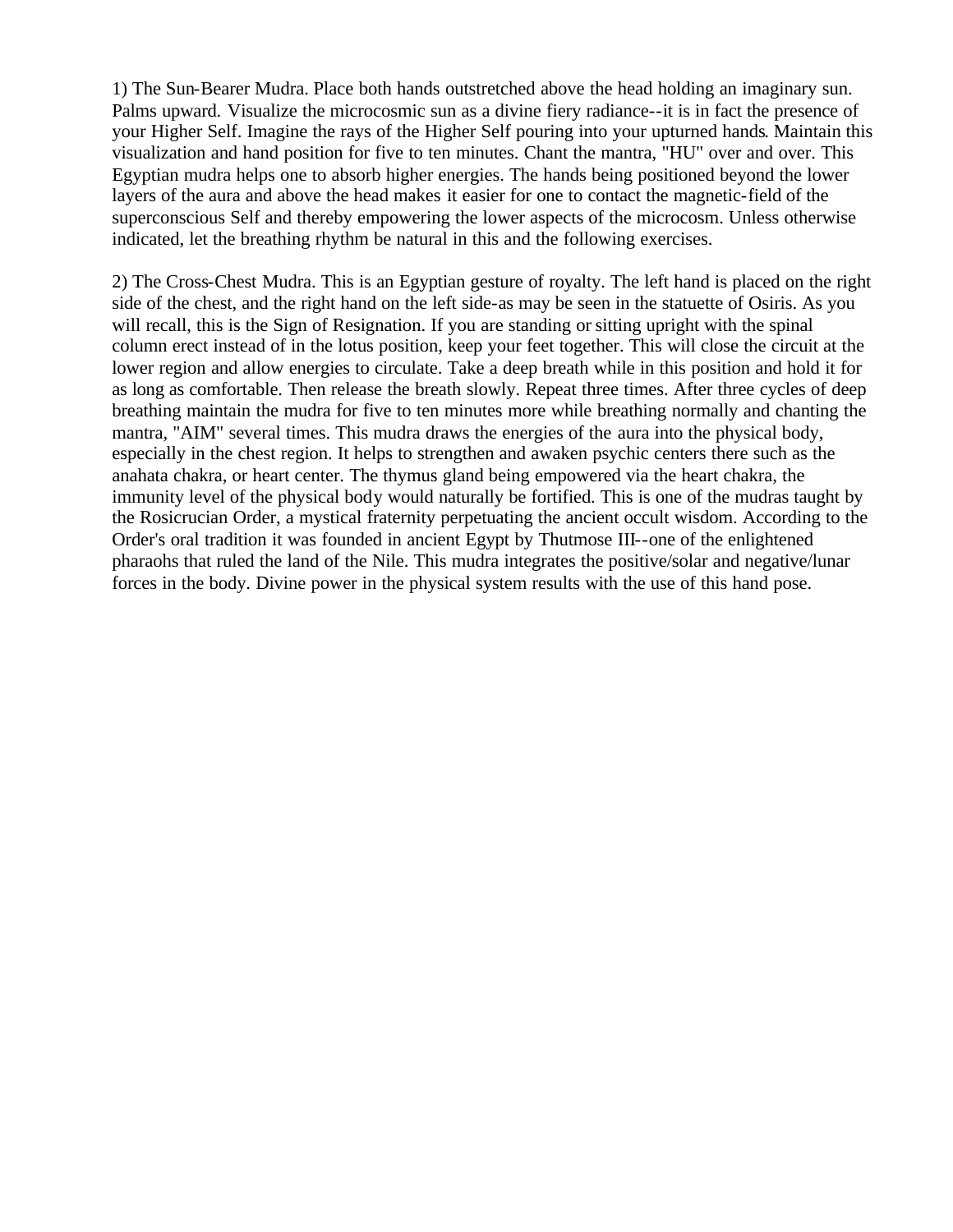1) The Sun-Bearer Mudra. Place both hands outstretched above the head holding an imaginary sun. Palms upward. Visualize the microcosmic sun as a divine fiery radiance--it is in fact the presence of your Higher Self. Imagine the rays of the Higher Self pouring into your upturned hands. Maintain this visualization and hand position for five to ten minutes. Chant the mantra, "HU" over and over. This Egyptian mudra helps one to absorb higher energies. The hands being positioned beyond the lower layers of the aura and above the head makes it easier for one to contact the magnetic-field of the superconscious Self and thereby empowering the lower aspects of the microcosm. Unless otherwise indicated, let the breathing rhythm be natural in this and the following exercises.

2) The Cross-Chest Mudra. This is an Egyptian gesture of royalty. The left hand is placed on the right side of the chest, and the right hand on the left side-as may be seen in the statuette of Osiris. As you will recall, this is the Sign of Resignation. If you are standing or sitting upright with the spinal column erect instead of in the lotus position, keep your feet together. This will close the circuit at the lower region and allow energies to circulate. Take a deep breath while in this position and hold it for as long as comfortable. Then release the breath slowly. Repeat three times. After three cycles of deep breathing maintain the mudra for five to ten minutes more while breathing normally and chanting the mantra, "AIM" several times. This mudra draws the energies of the aura into the physical body, especially in the chest region. It helps to strengthen and awaken psychic centers there such as the anahata chakra, or heart center. The thymus gland being empowered via the heart chakra, the immunity level of the physical body would naturally be fortified. This is one of the mudras taught by the Rosicrucian Order, a mystical fraternity perpetuating the ancient occult wisdom. According to the Order's oral tradition it was founded in ancient Egypt by Thutmose III--one of the enlightened pharaohs that ruled the land of the Nile. This mudra integrates the positive/solar and negative/lunar forces in the body. Divine power in the physical system results with the use of this hand pose.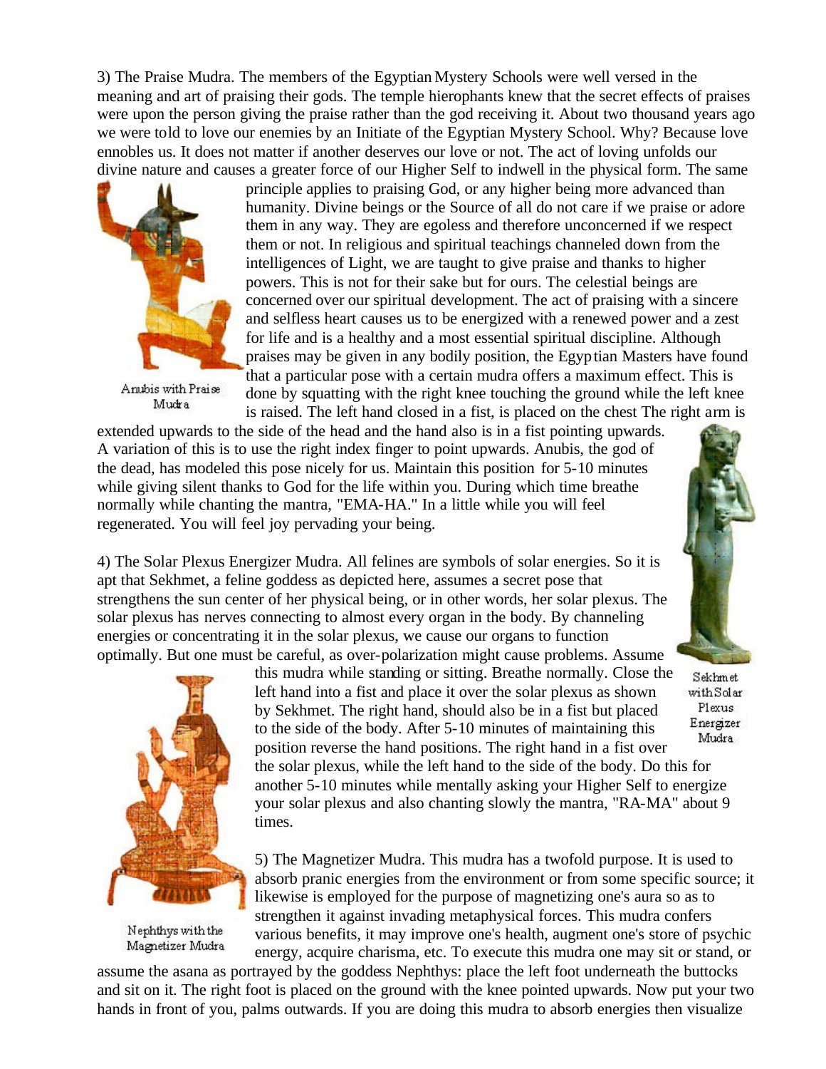3) The Praise Mudra. The members of the Egyptian Mystery Schools were well versed in the meaning and art of praising their gods. The temple hierophants knew that the secret effects of praises were upon the person giving the praise rather than the god receiving it. About two thousand years ago we were told to love our enemies by an Initiate of the Egyptian Mystery School. Why? Because love ennobles us. It does not matter if another deserves our love or not. The act of loving unfolds our divine nature and causes a greater force of our Higher Self to indwell in the physical form. The same principle applies to praising God, or any higher being more advanced than humanity. Divine beings or the Source of all do not care if we praise or adore them in any way. They are egoless and therefore unconcerned if we respect them or not. In religious and spiritual teachings channeled down from the intelligences of Light, we are taught to give praise and thanks to higher powers. This is not for their sake but for ours. The celestial beings are concerned over our spiritual development. The act of praising with a sincere and selfless heart causes us to be energized with a renewed power and a zest for life and is a healthy and a most essential spiritual discipline. Although praises may be given in any bodily position, the Egyptian Masters have found that a particular pose with a certain mudra offers a maximum effect. This is done by squatting with the right knee touching the ground while the left knee is raised. The left hand closed in a fist, is placed on the chest The right arm is extended upwards to the side of the head and the hand also is in a fist pointing upwards. A variation of this is to use the right index finger to point upwards. Anubis, the god of the dead, has modeled this pose nicely for us. Maintain this position for 5-10 minutes while giving silent thanks to God for the life within you. During which time breathe normally while chanting the mantra, "EMA-HA." In a little while you will feel regenerated. You will feel joy pervading your being.

Anubis with Praise Mudra

4) The Solar Plexus Energizer Mudra. All felines are symbols of solar energies. So it is apt that Sekhmet, a feline goddess as depicted here, assumes a secret pose that strengthens the sun center of her physical being, or in other words, her solar plexus. The solar plexus has nerves connecting to almost every organ in the body. By channeling energies or concentrating it in the solar plexus, we cause our organs to function optimally. But one must be careful, as over-polarization might cause problems. Assume this mudra while standing or sitting. Breathe normally. Close the left hand into a fist and place it over the solar plexus as shown by Sekhmet. The right hand, should also be in a fist but placed to the side of the body. After 5-10 minutes of maintaining this position reverse the hand positions. The right hand in a fist over the solar plexus, while the left hand to the side of the body. Do this for another 5-10 minutes while mentally asking your Higher Self to energize your solar plexus and also chanting slowly the mantra, "RA-MA" about 9 times.

Sekhmet with Solar Plexus Energizer Mudra

5) The Magnetizer Mudra. This mudra has a twofold purpose. It is used to absorb pranic energies from the environment or from some specific source; it likewise is employed for the purpose of magnetizing one's aura so as to strengthen it against invading metaphysical forces. This mudra confers various benefits, it may improve one's health, augment one's store of psychic energy, acquire charisma, etc. To execute this mudra one may sit or stand, or assume the asana as portrayed by the goddess Nephthys: place the left foot underneath the buttocks and sit on it. The right foot is placed on the ground with the knee pointed upwards. Now put your two hands in front of you, palms outwards. If you are doing this mudra to absorb energies then visualize

Nephthys with the Magnetizer Mudra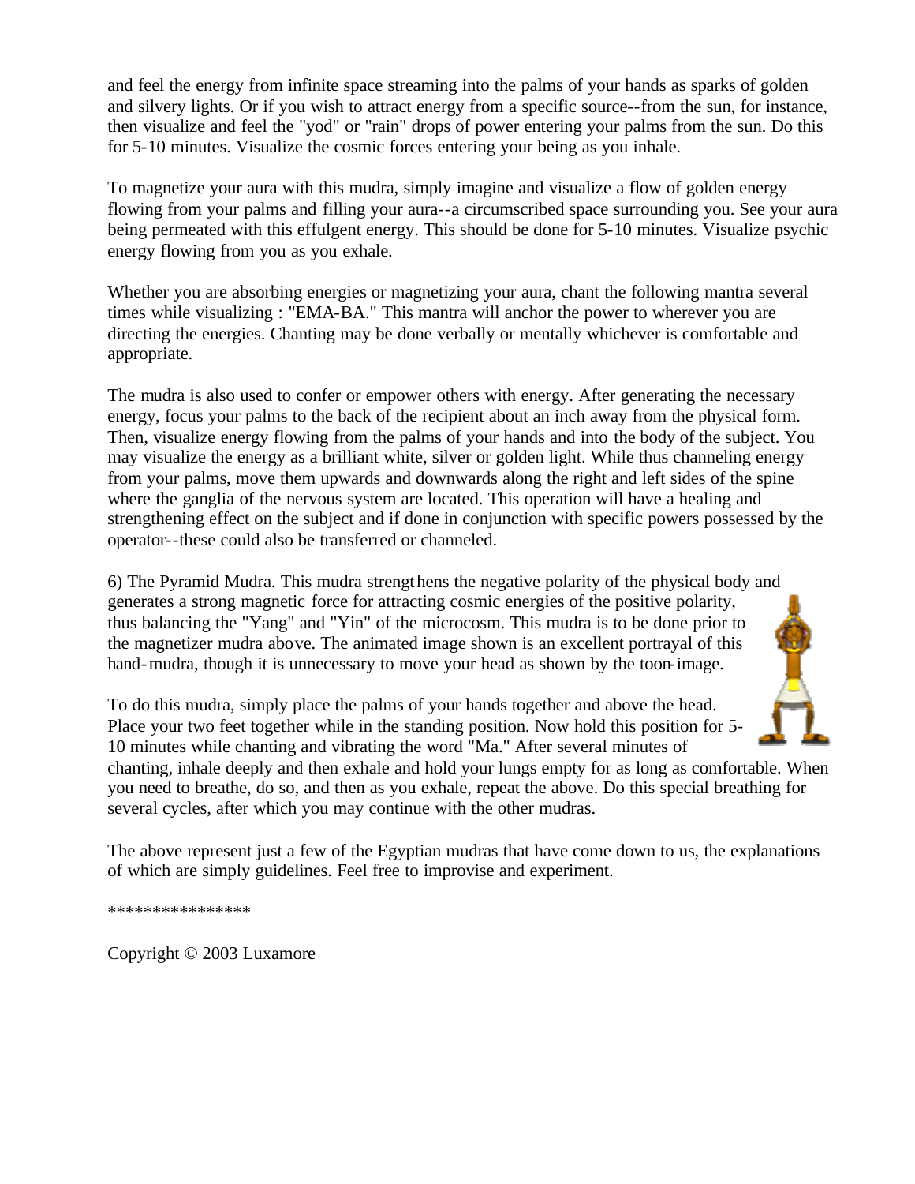and feel the energy from infinite space streaming into the palms of your hands as sparks of golden and silvery lights. Or if you wish to attract energy from a specific source--from the sun, for instance, then visualize and feel the "yod" or "rain" drops of power entering your palms from the sun. Do this for 5-10 minutes. Visualize the cosmic forces entering your being as you inhale.

To magnetize your aura with this mudra, simply imagine and visualize a flow of golden energy flowing from your palms and filling your aura--a circumscribed space surrounding you. See your aura being permeated with this effulgent energy. This should be done for 5-10 minutes. Visualize psychic energy flowing from you as you exhale.

Whether you are absorbing energies or magnetizing your aura, chant the following mantra several times while visualizing : "EMA-BA." This mantra will anchor the power to wherever you are directing the energies. Chanting may be done verbally or mentally whichever is comfortable and appropriate.

The mudra is also used to confer or empower others with energy. After generating the necessary energy, focus your palms to the back of the recipient about an inch away from the physical form. Then, visualize energy flowing from the palms of your hands and into the body of the subject. You may visualize the energy as a brilliant white, silver or golden light. While thus channeling energy from your palms, move them upwards and downwards along the right and left sides of the spine where the ganglia of the nervous system are located. This operation will have a healing and strengthening effect on the subject and if done in conjunction with specific powers possessed by the operator--these could also be transferred or channeled.

6) The Pyramid Mudra. This mudra strengthens the negative polarity of the physical body and generates a strong magnetic force for attracting cosmic energies of the positive polarity, thus balancing the "Yang" and "Yin" of the microcosm. This mudra is to be done prior to the magnetizer mudra above. The animated image shown is an excellent portrayal of this hand-mudra, though it is unnecessary to move your head as shown by the toon-image.

To do this mudra, simply place the palms of your hands together and above the head. Place your two feet together while in the standing position. Now hold this position for 5-10 minutes while chanting and vibrating the word "Ma." After several minutes of chanting, inhale deeply and then exhale and hold your lungs empty for as long as comfortable. When you need to breathe, do so, and then as you exhale, repeat the above. Do this special breathing for several cycles, after which you may continue with the other mudras.

The above represent just a few of the Egyptian mudras that have come down to us, the explanations of which are simply guidelines. Feel free to improvise and experiment.

****************

Copyright © 2003 Luxamore